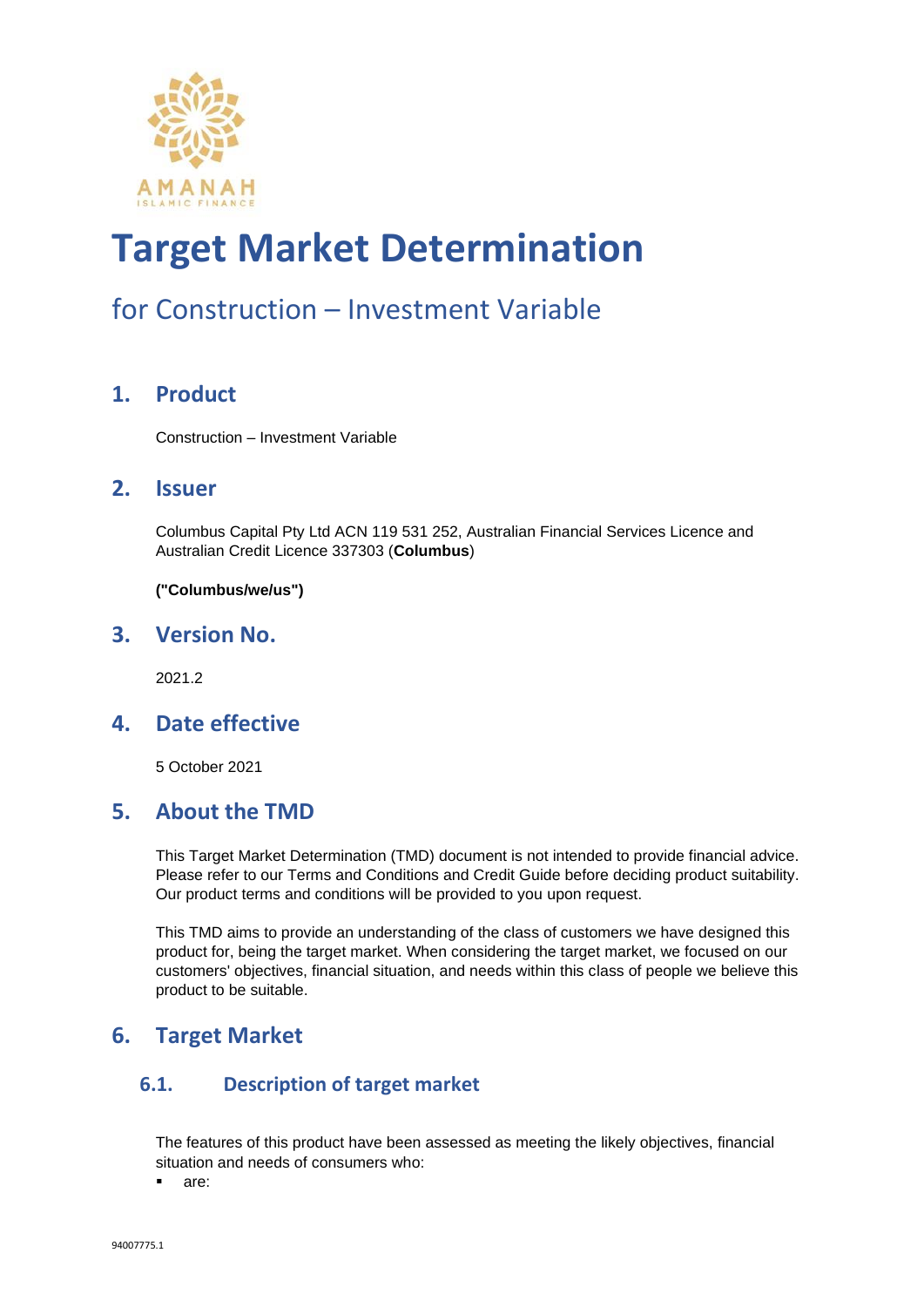AMANAH
ISLAMIC FINANCE

# Target Market Determination

## for Construction – Investment Variable

## 1. Product

Construction – Investment Variable

## 2. Issuer

Columbus Capital Pty Ltd ACN 119 531 252, Australian Financial Services Licence and Australian Credit Licence 337303 (**Columbus**)

**("Columbus/we/us")**

## 3. Version No.

2021.2

## 4. Date effective

5 October 2021

## 5. About the TMD

This Target Market Determination (TMD) document is not intended to provide financial advice. Please refer to our Terms and Conditions and Credit Guide before deciding product suitability. Our product terms and conditions will be provided to you upon request.

This TMD aims to provide an understanding of the class of customers we have designed this product for, being the target market. When considering the target market, we focused on our customers' objectives, financial situation, and needs within this class of people we believe this product to be suitable.

## 6. Target Market

### 6.1. Description of target market

The features of this product have been assessed as meeting the likely objectives, financial situation and needs of consumers who:

- are: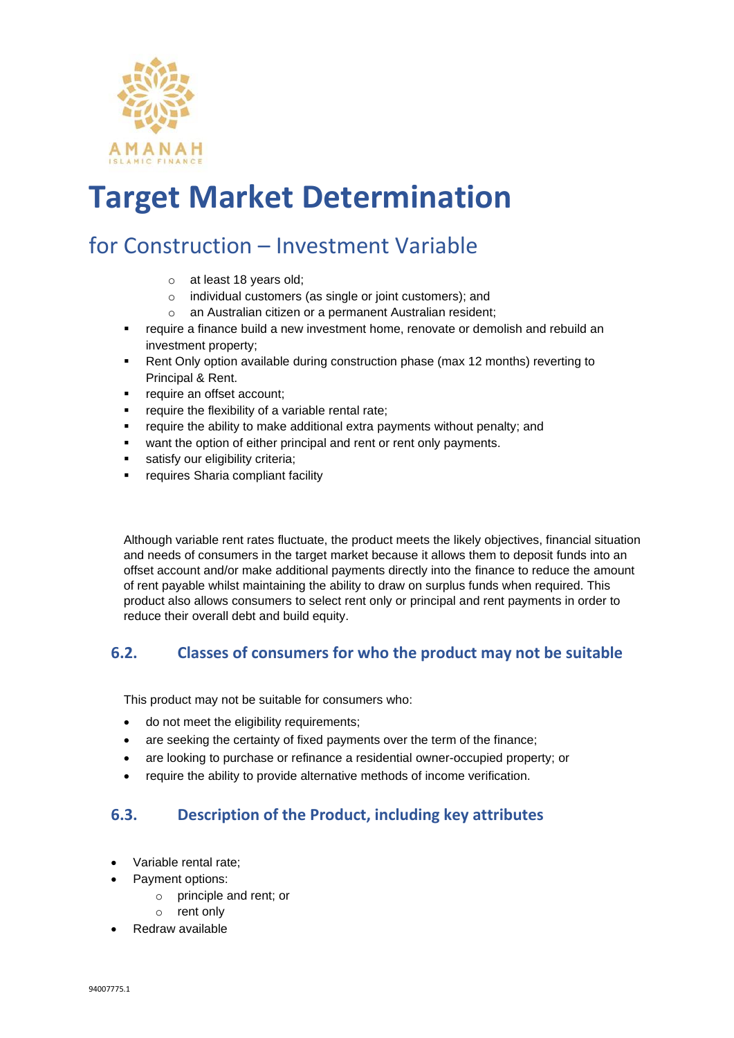# Target Market Determination

## for Construction – Investment Variable

  - at least 18 years old;
  - individual customers (as single or joint customers); and
  - an Australian citizen or a permanent Australian resident;
- require a finance build a new investment home, renovate or demolish and rebuild an investment property;
- Rent Only option available during construction phase (max 12 months) reverting to Principal & Rent.
- require an offset account;
- require the flexibility of a variable rental rate;
- require the ability to make additional extra payments without penalty; and
- want the option of either principal and rent or rent only payments.
- satisfy our eligibility criteria;
- requires Sharia compliant facility

Although variable rent rates fluctuate, the product meets the likely objectives, financial situation and needs of consumers in the target market because it allows them to deposit funds into an offset account and/or make additional payments directly into the finance to reduce the amount of rent payable whilst maintaining the ability to draw on surplus funds when required. This product also allows consumers to select rent only or principal and rent payments in order to reduce their overall debt and build equity.

### 6.2. Classes of consumers for who the product may not be suitable

This product may not be suitable for consumers who:

- do not meet the eligibility requirements;
- are seeking the certainty of fixed payments over the term of the finance;
- are looking to purchase or refinance a residential owner-occupied property; or
- require the ability to provide alternative methods of income verification.

### 6.3. Description of the Product, including key attributes

- Variable rental rate;
- Payment options:
  - principle and rent; or
  - rent only
- Redraw available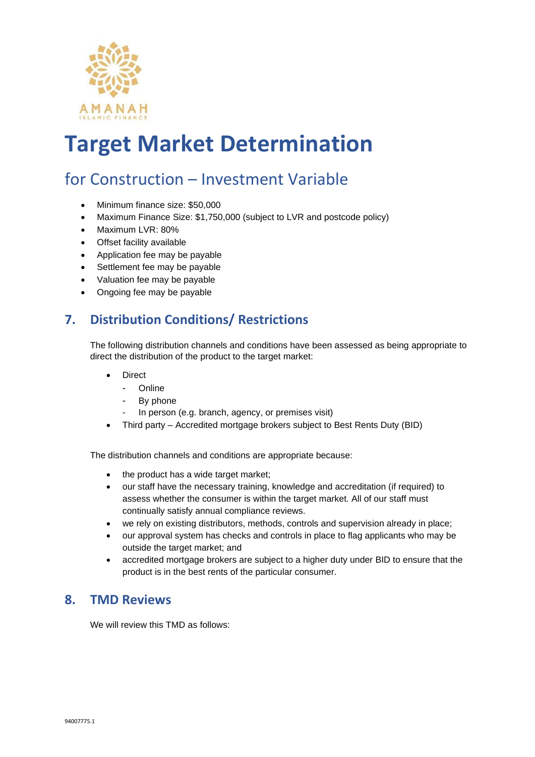# Target Market Determination

## for Construction – Investment Variable

- Minimum finance size: $50,000
- Maximum Finance Size: $1,750,000 (subject to LVR and postcode policy)
- Maximum LVR: 80%
- Offset facility available
- Application fee may be payable
- Settlement fee may be payable
- Valuation fee may be payable
- Ongoing fee may be payable

## 7. Distribution Conditions/ Restrictions

The following distribution channels and conditions have been assessed as being appropriate to direct the distribution of the product to the target market:

- Direct
  - Online
  - By phone
  - In person (e.g. branch, agency, or premises visit)
- Third party – Accredited mortgage brokers subject to Best Rents Duty (BID)

The distribution channels and conditions are appropriate because:

- the product has a wide target market;
- our staff have the necessary training, knowledge and accreditation (if required) to assess whether the consumer is within the target market. All of our staff must continually satisfy annual compliance reviews.
- we rely on existing distributors, methods, controls and supervision already in place;
- our approval system has checks and controls in place to flag applicants who may be outside the target market; and
- accredited mortgage brokers are subject to a higher duty under BID to ensure that the product is in the best rents of the particular consumer.

## 8. TMD Reviews

We will review this TMD as follows: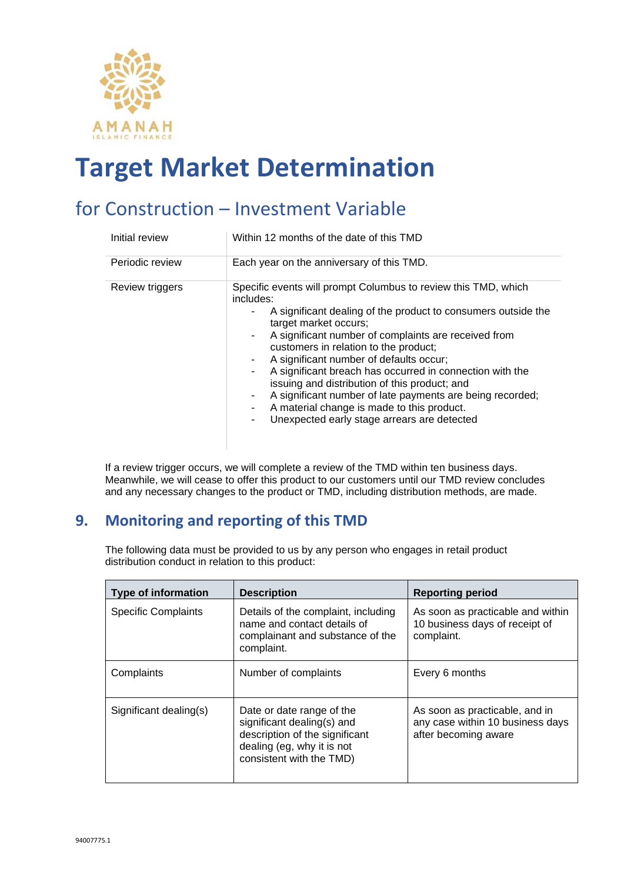# Target Market Determination

## for Construction – Investment Variable

| | |
|---|---|
| Initial review | Within 12 months of the date of this TMD |
| Periodic review | Each year on the anniversary of this TMD. |
| Review triggers | Specific events will prompt Columbus to review this TMD, which includes:<br>- A significant dealing of the product to consumers outside the target market occurs;<br>- A significant number of complaints are received from customers in relation to the product;<br>- A significant number of defaults occur;<br>- A significant breach has occurred in connection with the issuing and distribution of this product; and<br>- A significant number of late payments are being recorded;<br>- A material change is made to this product.<br>- Unexpected early stage arrears are detected |

If a review trigger occurs, we will complete a review of the TMD within ten business days. Meanwhile, we will cease to offer this product to our customers until our TMD review concludes and any necessary changes to the product or TMD, including distribution methods, are made.

## 9. Monitoring and reporting of this TMD

The following data must be provided to us by any person who engages in retail product distribution conduct in relation to this product:

| Type of information | Description | Reporting period |
|---|---|---|
| Specific Complaints | Details of the complaint, including name and contact details of complainant and substance of the complaint. | As soon as practicable and within 10 business days of receipt of complaint. |
| Complaints | Number of complaints | Every 6 months |
| Significant dealing(s) | Date or date range of the significant dealing(s) and description of the significant dealing (eg, why it is not consistent with the TMD) | As soon as practicable, and in any case within 10 business days after becoming aware |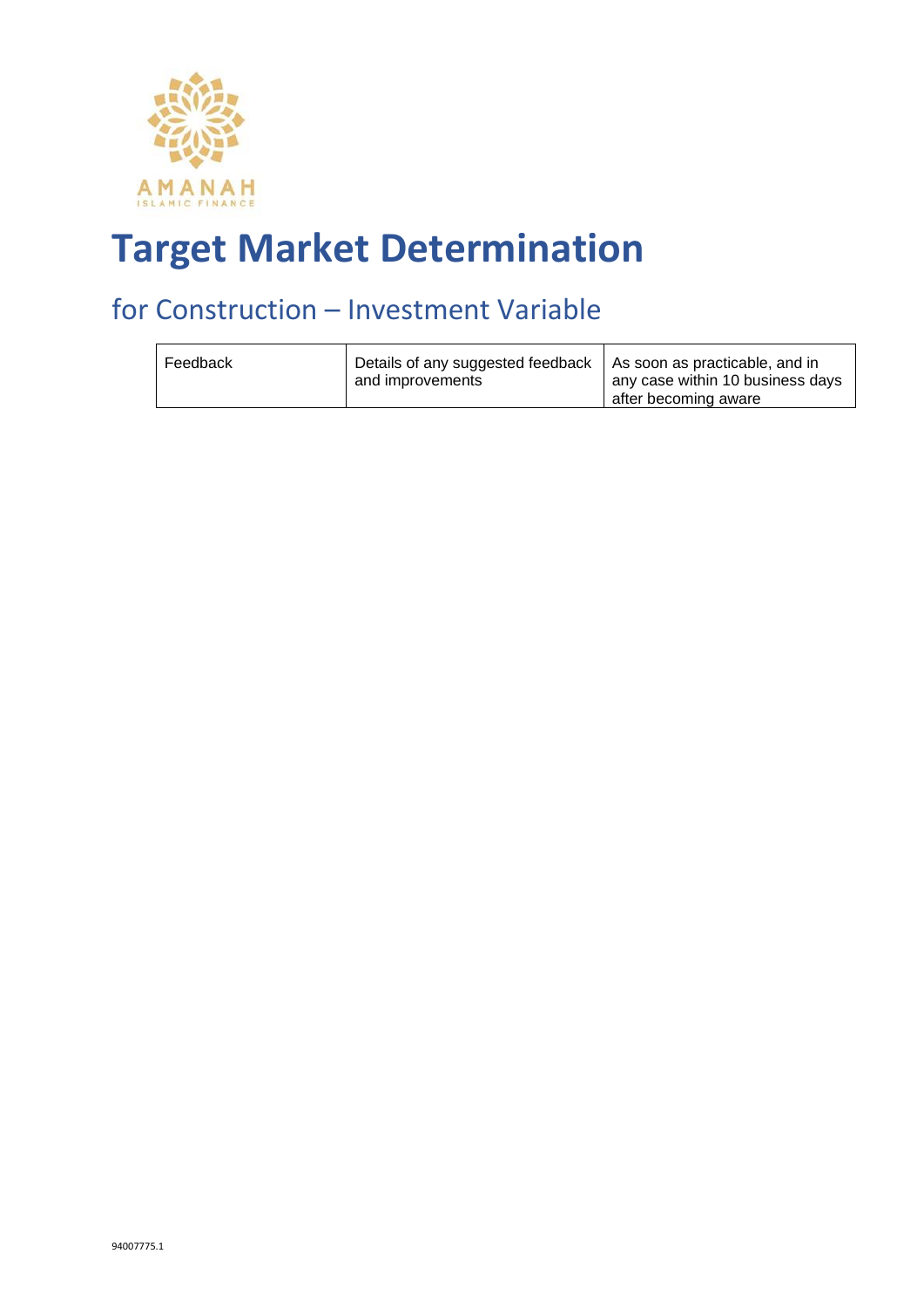# Target Market Determination

## for Construction – Investment Variable

| | | |
|---|---|---|
| Feedback | Details of any suggested feedback and improvements | As soon as practicable, and in any case within 10 business days after becoming aware |

94007775.1